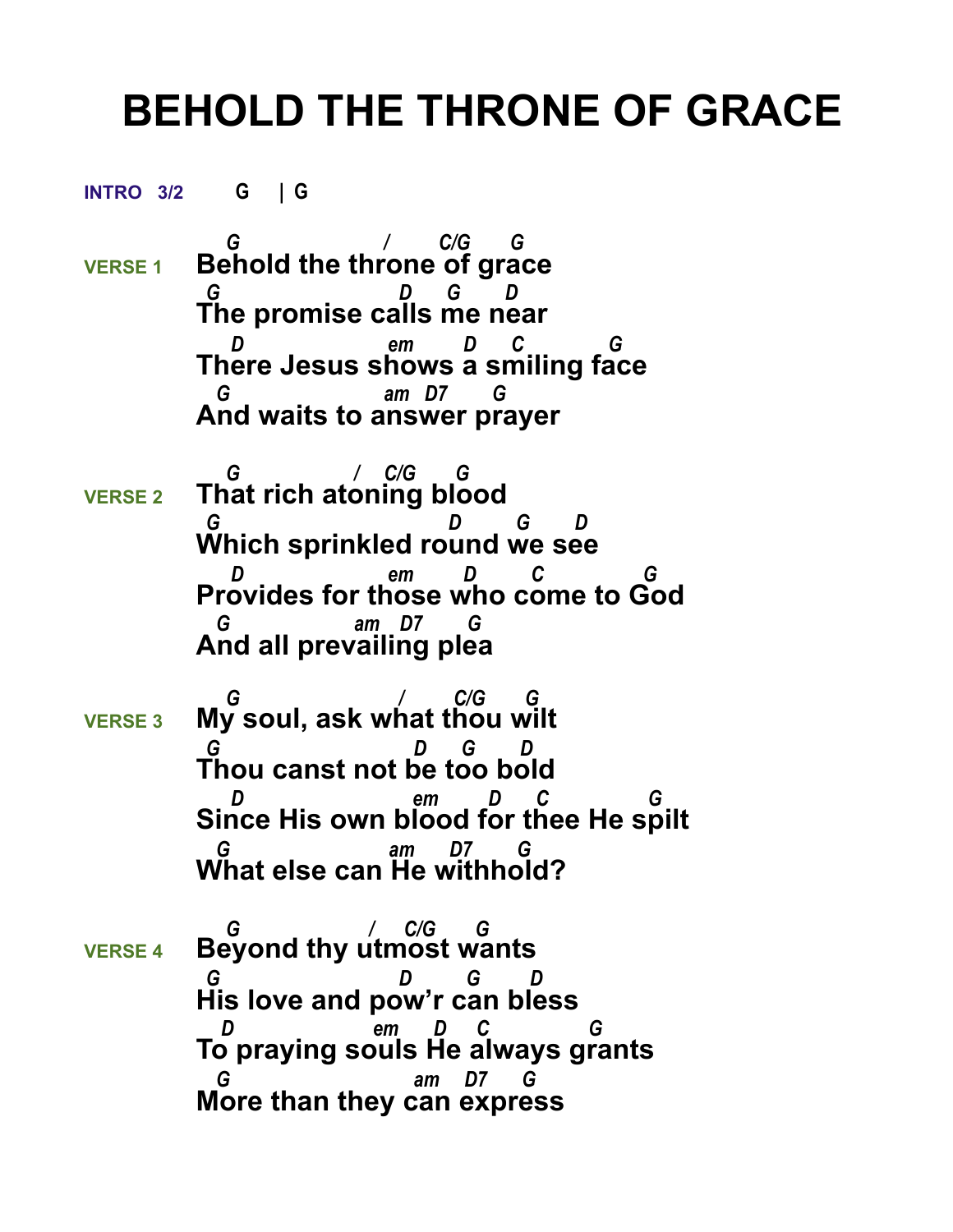# BEHOLD THE THRONE OF GRACE

**INTRO 3/2** G | G

```
            G                /      C/G     G
VERSE 1     Behold the throne of grace
            G                  D    G    D
            The promise calls me near
              D               em     D   C          G
            There Jesus shows a smiling face
              G                am  D7     G
            And waits to answer prayer

            G               /  C/G    G
VERSE 2     That rich atoning blood
            G                         D      G    D
            Which sprinkled round we see
              D               em     D      C         G
            Provides for those who come to God
              G              am   D7     G
            And all prevailing plea

            G                /       C/G    G
VERSE 3     My soul, ask what thou wilt
            G                   D    G    D
            Thou canst not be too bold
              D                 em     D    C           G
            Since His own blood for thee He spilt
              G                 am     D7     G
            What else can He withhold?

            G                /  C/G    G
VERSE 4     Beyond thy utmost wants
            G                  D     G    D
            His love and pow'r can bless
             D              em    D   C          G
            To praying souls He always grants
              G                  am   D7    G
            More than they can express
```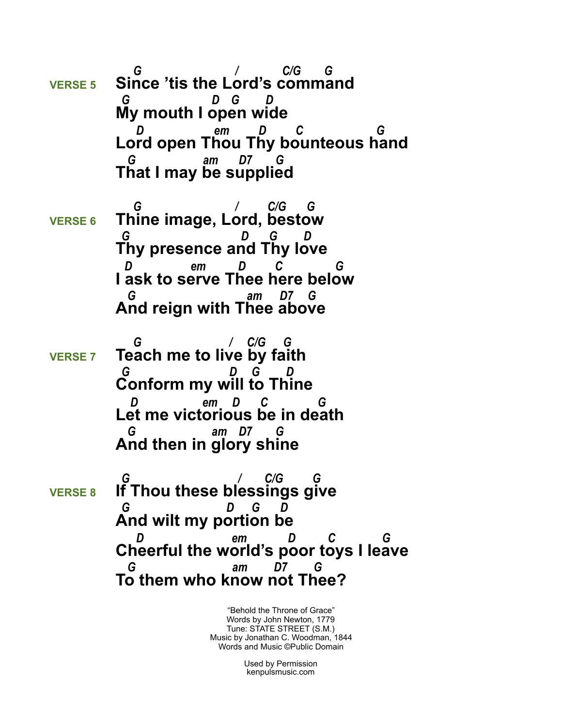**VERSE 5**

```
 G                   /      C/G    G
Since 'tis the Lord's command
 G               D  G     D
My mouth I open wide
  D            em      D       C            G
Lord open Thou Thy bounteous hand
  G              am     D7    G
That I may be supplied
```

**VERSE 6**

```
  G                    /     C/G    G
Thine image, Lord, bestow
 G                      D     G      D
Thy presence and Thy love
 D             em      D       C          G
I ask to serve Thee here below
  G                          am     D7   G
And reign with Thee above
```

**VERSE 7**

```
  G                   /   C/G    G
Teach me to live by faith
 G                    D   G      D
Conform my will to Thine
  D              em   D      C          G
Let me victorious be in death
  G                 am   D7      G
And then in glory shine
```

**VERSE 8**

```
 G                    /     C/G      G
If Thou these blessings give
 G                    D    G     D
And wilt my portion be
  D                   em        D       C         G
Cheerful the world's poor toys I leave
  G                  am        D7     G
To them who know not Thee?
```

"Behold the Throne of Grace"
Words by John Newton, 1779
Tune: STATE STREET (S.M.)
Music by Jonathan C. Woodman, 1844
Words and Music ©Public Domain

Used by Permission
kenpulsmusic.com